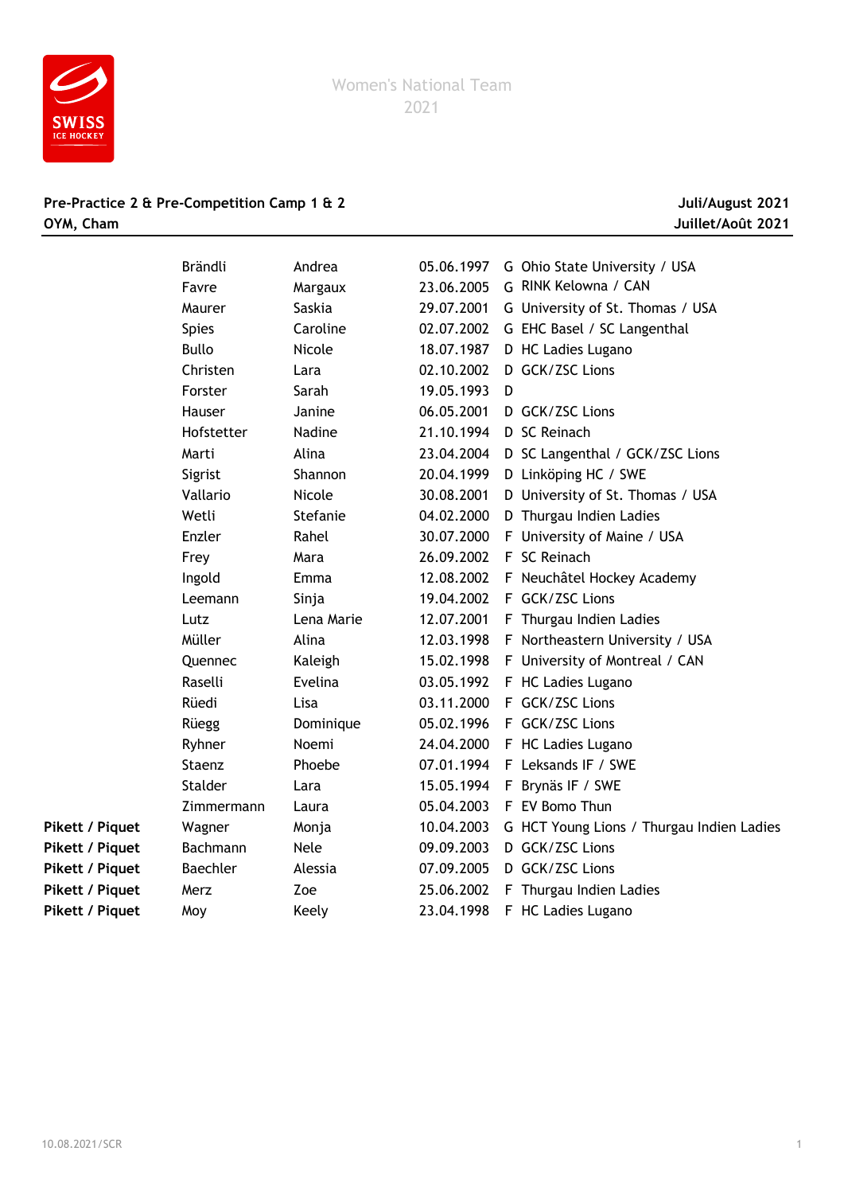# Women's National Team 2021

**Pre-Practice 2 & Pre-Competition Camp 1 & 2**
**OYM, Cham**

**Juli/August 2021**
**Juillet/Août 2021**

| | | | | | |
|---|---|---|---|---|---|
| | Brändli | Andrea | 05.06.1997 | G | Ohio State University / USA |
| | Favre | Margaux | 23.06.2005 | G | RINK Kelowna / CAN |
| | Maurer | Saskia | 29.07.2001 | G | University of St. Thomas / USA |
| | Spies | Caroline | 02.07.2002 | G | EHC Basel / SC Langenthal |
| | Bullo | Nicole | 18.07.1987 | D | HC Ladies Lugano |
| | Christen | Lara | 02.10.2002 | D | GCK/ZSC Lions |
| | Forster | Sarah | 19.05.1993 | D | |
| | Hauser | Janine | 06.05.2001 | D | GCK/ZSC Lions |
| | Hofstetter | Nadine | 21.10.1994 | D | SC Reinach |
| | Marti | Alina | 23.04.2004 | D | SC Langenthal / GCK/ZSC Lions |
| | Sigrist | Shannon | 20.04.1999 | D | Linköping HC / SWE |
| | Vallario | Nicole | 30.08.2001 | D | University of St. Thomas / USA |
| | Wetli | Stefanie | 04.02.2000 | D | Thurgau Indien Ladies |
| | Enzler | Rahel | 30.07.2000 | F | University of Maine / USA |
| | Frey | Mara | 26.09.2002 | F | SC Reinach |
| | Ingold | Emma | 12.08.2002 | F | Neuchâtel Hockey Academy |
| | Leemann | Sinja | 19.04.2002 | F | GCK/ZSC Lions |
| | Lutz | Lena Marie | 12.07.2001 | F | Thurgau Indien Ladies |
| | Müller | Alina | 12.03.1998 | F | Northeastern University / USA |
| | Quennec | Kaleigh | 15.02.1998 | F | University of Montreal / CAN |
| | Raselli | Evelina | 03.05.1992 | F | HC Ladies Lugano |
| | Rüedi | Lisa | 03.11.2000 | F | GCK/ZSC Lions |
| | Rüegg | Dominique | 05.02.1996 | F | GCK/ZSC Lions |
| | Ryhner | Noemi | 24.04.2000 | F | HC Ladies Lugano |
| | Staenz | Phoebe | 07.01.1994 | F | Leksands IF / SWE |
| | Stalder | Lara | 15.05.1994 | F | Brynäs IF / SWE |
| | Zimmermann | Laura | 05.04.2003 | F | EV Bomo Thun |
| **Pikett / Piquet** | Wagner | Monja | 10.04.2003 | G | HCT Young Lions / Thurgau Indien Ladies |
| **Pikett / Piquet** | Bachmann | Nele | 09.09.2003 | D | GCK/ZSC Lions |
| **Pikett / Piquet** | Baechler | Alessia | 07.09.2005 | D | GCK/ZSC Lions |
| **Pikett / Piquet** | Merz | Zoe | 25.06.2002 | F | Thurgau Indien Ladies |
| **Pikett / Piquet** | Moy | Keely | 23.04.1998 | F | HC Ladies Lugano |

10.08.2021/SCR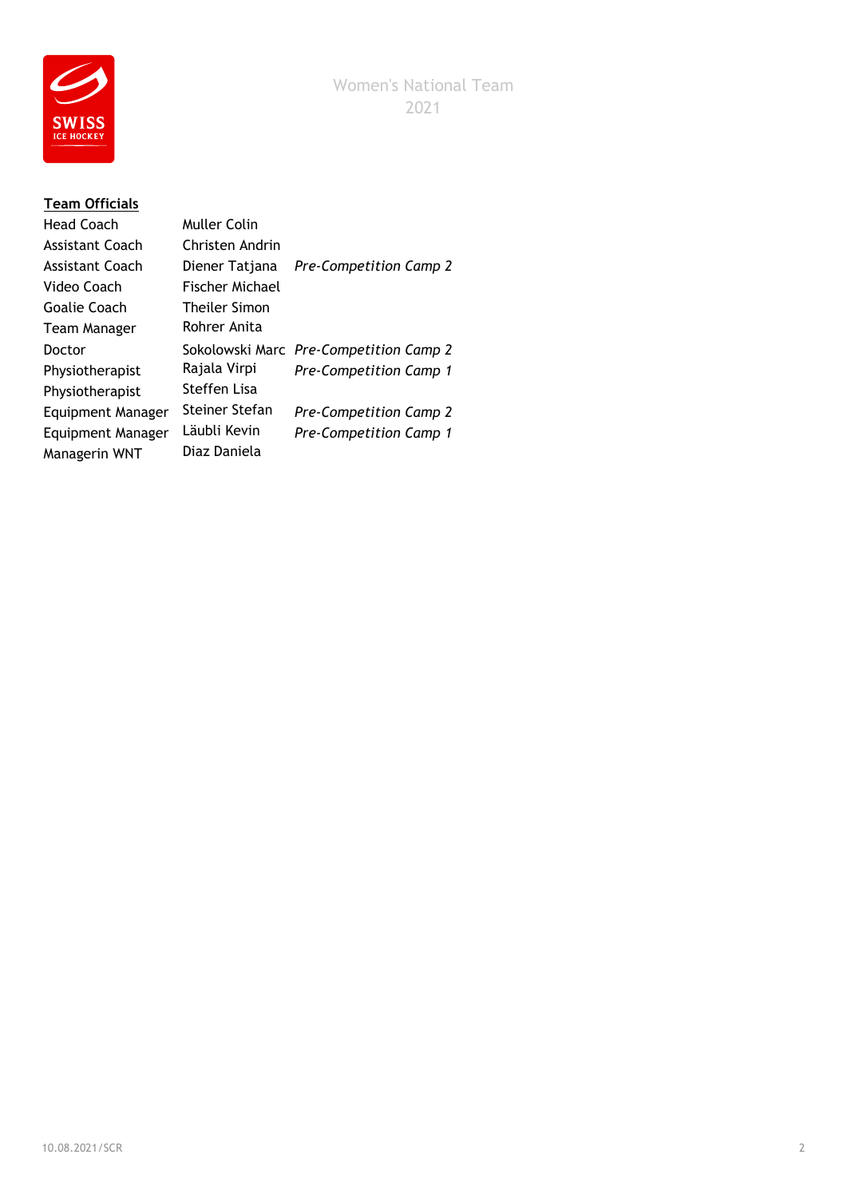Women's National Team
2021

**Team Officials**

| | | |
|---|---|---|
| Head Coach | Muller Colin | |
| Assistant Coach | Christen Andrin | |
| Assistant Coach | Diener Tatjana | *Pre-Competition Camp 2* |
| Video Coach | Fischer Michael | |
| Goalie Coach | Theiler Simon | |
| Team Manager | Rohrer Anita | |
| Doctor | Sokolowski Marc | *Pre-Competition Camp 2* |
| Physiotherapist | Rajala Virpi | *Pre-Competition Camp 1* |
| Physiotherapist | Steffen Lisa | |
| Equipment Manager | Steiner Stefan | *Pre-Competition Camp 2* |
| Equipment Manager | Läubli Kevin | *Pre-Competition Camp 1* |
| Managerin WNT | Diaz Daniela | |

10.08.2021/SCR